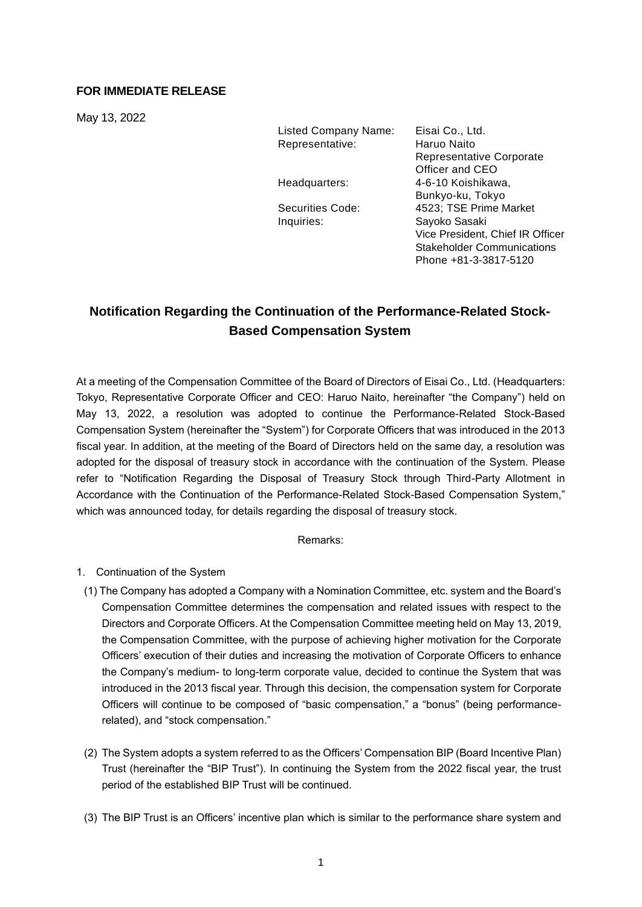**FOR IMMEDIATE RELEASE**

May 13, 2022

| | |
|---|---|
| Listed Company Name: | Eisai Co., Ltd. |
| Representative: | Haruo Naito<br>Representative Corporate Officer and CEO |
| Headquarters: | 4-6-10 Koishikawa, Bunkyo-ku, Tokyo |
| Securities Code: | 4523; TSE Prime Market |
| Inquiries: | Sayoko Sasaki<br>Vice President, Chief IR Officer<br>Stakeholder Communications<br>Phone +81-3-3817-5120 |

# Notification Regarding the Continuation of the Performance-Related Stock-Based Compensation System

At a meeting of the Compensation Committee of the Board of Directors of Eisai Co., Ltd. (Headquarters: Tokyo, Representative Corporate Officer and CEO: Haruo Naito, hereinafter "the Company") held on May 13, 2022, a resolution was adopted to continue the Performance-Related Stock-Based Compensation System (hereinafter the "System") for Corporate Officers that was introduced in the 2013 fiscal year. In addition, at the meeting of the Board of Directors held on the same day, a resolution was adopted for the disposal of treasury stock in accordance with the continuation of the System. Please refer to "Notification Regarding the Disposal of Treasury Stock through Third-Party Allotment in Accordance with the Continuation of the Performance-Related Stock-Based Compensation System," which was announced today, for details regarding the disposal of treasury stock.

Remarks:

1. Continuation of the System

(1) The Company has adopted a Company with a Nomination Committee, etc. system and the Board's Compensation Committee determines the compensation and related issues with respect to the Directors and Corporate Officers. At the Compensation Committee meeting held on May 13, 2019, the Compensation Committee, with the purpose of achieving higher motivation for the Corporate Officers' execution of their duties and increasing the motivation of Corporate Officers to enhance the Company's medium- to long-term corporate value, decided to continue the System that was introduced in the 2013 fiscal year. Through this decision, the compensation system for Corporate Officers will continue to be composed of "basic compensation," a "bonus" (being performance-related), and "stock compensation."

(2) The System adopts a system referred to as the Officers' Compensation BIP (Board Incentive Plan) Trust (hereinafter the "BIP Trust"). In continuing the System from the 2022 fiscal year, the trust period of the established BIP Trust will be continued.

(3) The BIP Trust is an Officers' incentive plan which is similar to the performance share system and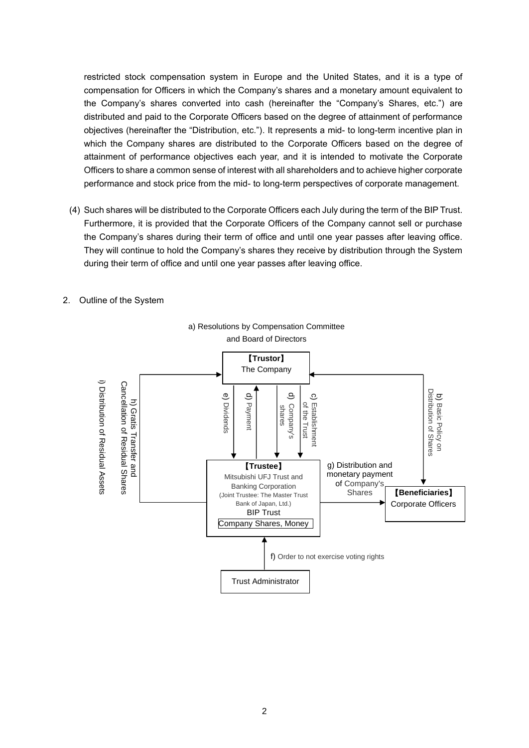restricted stock compensation system in Europe and the United States, and it is a type of compensation for Officers in which the Company's shares and a monetary amount equivalent to the Company's shares converted into cash (hereinafter the "Company's Shares, etc.") are distributed and paid to the Corporate Officers based on the degree of attainment of performance objectives (hereinafter the "Distribution, etc."). It represents a mid- to long-term incentive plan in which the Company shares are distributed to the Corporate Officers based on the degree of attainment of performance objectives each year, and it is intended to motivate the Corporate Officers to share a common sense of interest with all shareholders and to achieve higher corporate performance and stock price from the mid- to long-term perspectives of corporate management.

(4) Such shares will be distributed to the Corporate Officers each July during the term of the BIP Trust. Furthermore, it is provided that the Corporate Officers of the Company cannot sell or purchase the Company's shares during their term of office and until one year passes after leaving office. They will continue to hold the Company's shares they receive by distribution through the System during their term of office and until one year passes after leaving office.

2. Outline of the System

a) Resolutions by Compensation Committee and Board of Directors

【Trustor】
The Company

b) Basic Policy on Distribution of Shares

c) Establishment of the Trust

d) Company's shares

d) Payment

e) Dividends

h) Gratis Transfer and Cancellation of Residual Shares

i) Distribution of Residual Assets

【Trustee】
Mitsubishi UFJ Trust and Banking Corporation
(Joint Trustee: The Master Trust Bank of Japan, Ltd.)
BIP Trust
Company Shares, Money

g) Distribution and monetary payment of Company's Shares

【Beneficiaries】
Corporate Officers

f) Order to not exercise voting rights

Trust Administrator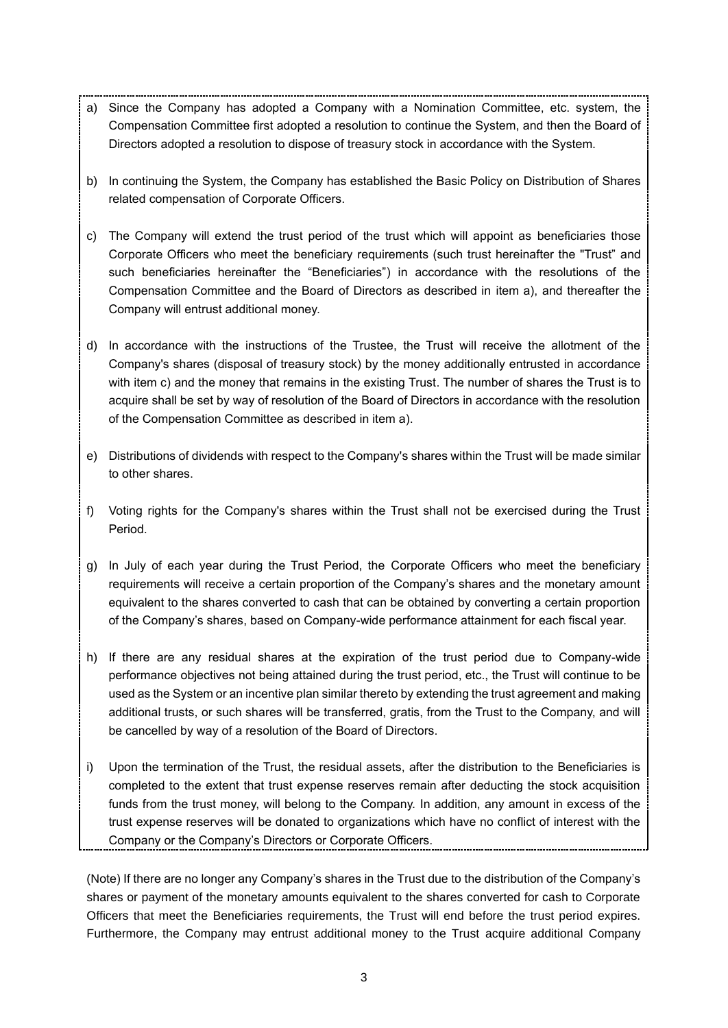a) Since the Company has adopted a Company with a Nomination Committee, etc. system, the Compensation Committee first adopted a resolution to continue the System, and then the Board of Directors adopted a resolution to dispose of treasury stock in accordance with the System.

b) In continuing the System, the Company has established the Basic Policy on Distribution of Shares related compensation of Corporate Officers.

c) The Company will extend the trust period of the trust which will appoint as beneficiaries those Corporate Officers who meet the beneficiary requirements (such trust hereinafter the "Trust" and such beneficiaries hereinafter the "Beneficiaries") in accordance with the resolutions of the Compensation Committee and the Board of Directors as described in item a), and thereafter the Company will entrust additional money.

d) In accordance with the instructions of the Trustee, the Trust will receive the allotment of the Company's shares (disposal of treasury stock) by the money additionally entrusted in accordance with item c) and the money that remains in the existing Trust. The number of shares the Trust is to acquire shall be set by way of resolution of the Board of Directors in accordance with the resolution of the Compensation Committee as described in item a).

e) Distributions of dividends with respect to the Company's shares within the Trust will be made similar to other shares.

f) Voting rights for the Company's shares within the Trust shall not be exercised during the Trust Period.

g) In July of each year during the Trust Period, the Corporate Officers who meet the beneficiary requirements will receive a certain proportion of the Company's shares and the monetary amount equivalent to the shares converted to cash that can be obtained by converting a certain proportion of the Company's shares, based on Company-wide performance attainment for each fiscal year.

h) If there are any residual shares at the expiration of the trust period due to Company-wide performance objectives not being attained during the trust period, etc., the Trust will continue to be used as the System or an incentive plan similar thereto by extending the trust agreement and making additional trusts, or such shares will be transferred, gratis, from the Trust to the Company, and will be cancelled by way of a resolution of the Board of Directors.

i) Upon the termination of the Trust, the residual assets, after the distribution to the Beneficiaries is completed to the extent that trust expense reserves remain after deducting the stock acquisition funds from the trust money, will belong to the Company. In addition, any amount in excess of the trust expense reserves will be donated to organizations which have no conflict of interest with the Company or the Company's Directors or Corporate Officers.

(Note) If there are no longer any Company's shares in the Trust due to the distribution of the Company's shares or payment of the monetary amounts equivalent to the shares converted for cash to Corporate Officers that meet the Beneficiaries requirements, the Trust will end before the trust period expires. Furthermore, the Company may entrust additional money to the Trust acquire additional Company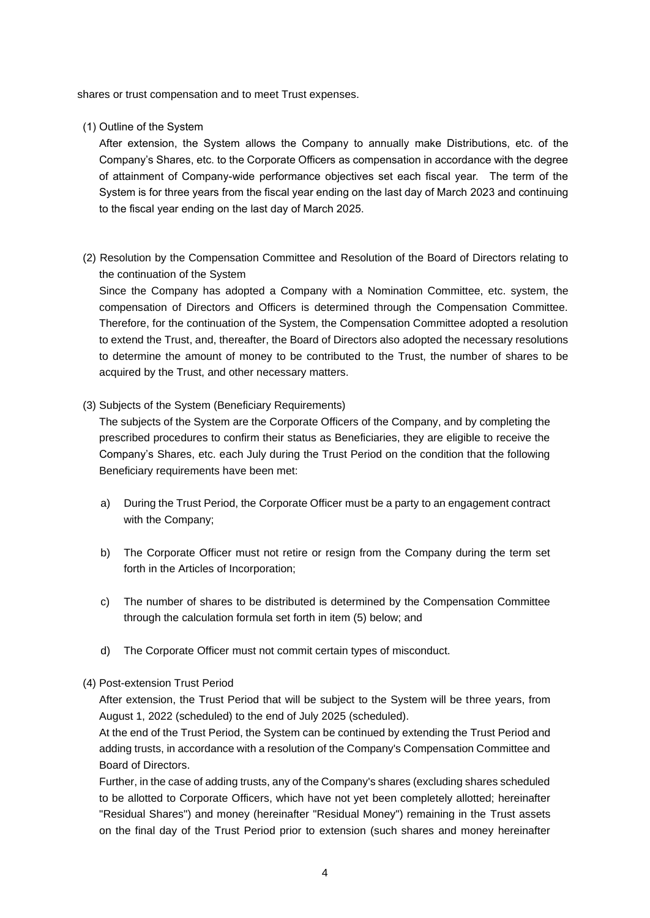shares or trust compensation and to meet Trust expenses.

(1) Outline of the System

After extension, the System allows the Company to annually make Distributions, etc. of the Company's Shares, etc. to the Corporate Officers as compensation in accordance with the degree of attainment of Company-wide performance objectives set each fiscal year. The term of the System is for three years from the fiscal year ending on the last day of March 2023 and continuing to the fiscal year ending on the last day of March 2025.

(2) Resolution by the Compensation Committee and Resolution of the Board of Directors relating to the continuation of the System

Since the Company has adopted a Company with a Nomination Committee, etc. system, the compensation of Directors and Officers is determined through the Compensation Committee. Therefore, for the continuation of the System, the Compensation Committee adopted a resolution to extend the Trust, and, thereafter, the Board of Directors also adopted the necessary resolutions to determine the amount of money to be contributed to the Trust, the number of shares to be acquired by the Trust, and other necessary matters.

(3) Subjects of the System (Beneficiary Requirements)

The subjects of the System are the Corporate Officers of the Company, and by completing the prescribed procedures to confirm their status as Beneficiaries, they are eligible to receive the Company's Shares, etc. each July during the Trust Period on the condition that the following Beneficiary requirements have been met:

a) During the Trust Period, the Corporate Officer must be a party to an engagement contract with the Company;

b) The Corporate Officer must not retire or resign from the Company during the term set forth in the Articles of Incorporation;

c) The number of shares to be distributed is determined by the Compensation Committee through the calculation formula set forth in item (5) below; and

d) The Corporate Officer must not commit certain types of misconduct.

(4) Post-extension Trust Period

After extension, the Trust Period that will be subject to the System will be three years, from August 1, 2022 (scheduled) to the end of July 2025 (scheduled).

At the end of the Trust Period, the System can be continued by extending the Trust Period and adding trusts, in accordance with a resolution of the Company's Compensation Committee and Board of Directors.

Further, in the case of adding trusts, any of the Company's shares (excluding shares scheduled to be allotted to Corporate Officers, which have not yet been completely allotted; hereinafter "Residual Shares") and money (hereinafter "Residual Money") remaining in the Trust assets on the final day of the Trust Period prior to extension (such shares and money hereinafter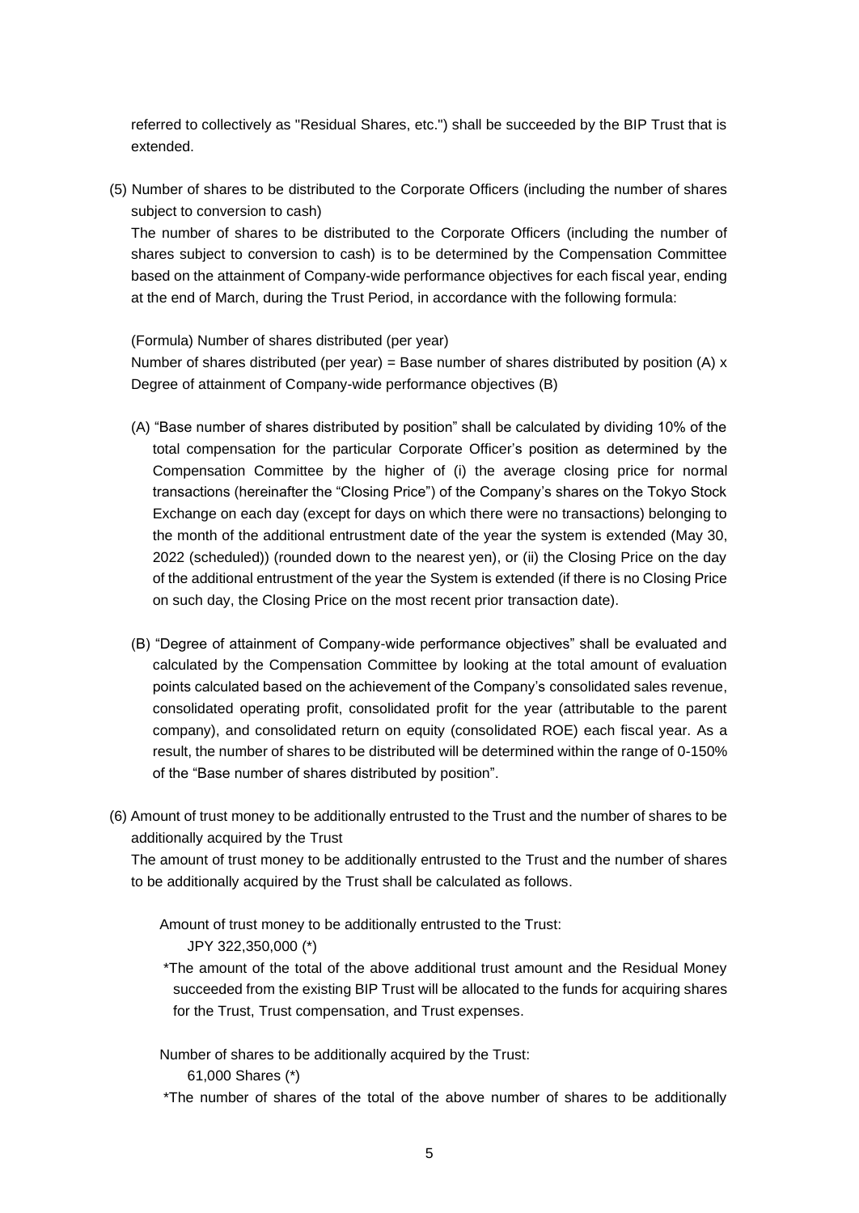referred to collectively as "Residual Shares, etc.") shall be succeeded by the BIP Trust that is extended.

(5) Number of shares to be distributed to the Corporate Officers (including the number of shares subject to conversion to cash)

The number of shares to be distributed to the Corporate Officers (including the number of shares subject to conversion to cash) is to be determined by the Compensation Committee based on the attainment of Company-wide performance objectives for each fiscal year, ending at the end of March, during the Trust Period, in accordance with the following formula:

(Formula) Number of shares distributed (per year)

Number of shares distributed (per year) = Base number of shares distributed by position (A) x Degree of attainment of Company-wide performance objectives (B)

(A) "Base number of shares distributed by position" shall be calculated by dividing 10% of the total compensation for the particular Corporate Officer's position as determined by the Compensation Committee by the higher of (i) the average closing price for normal transactions (hereinafter the "Closing Price") of the Company's shares on the Tokyo Stock Exchange on each day (except for days on which there were no transactions) belonging to the month of the additional entrustment date of the year the system is extended (May 30, 2022 (scheduled)) (rounded down to the nearest yen), or (ii) the Closing Price on the day of the additional entrustment of the year the System is extended (if there is no Closing Price on such day, the Closing Price on the most recent prior transaction date).

(B) "Degree of attainment of Company-wide performance objectives" shall be evaluated and calculated by the Compensation Committee by looking at the total amount of evaluation points calculated based on the achievement of the Company's consolidated sales revenue, consolidated operating profit, consolidated profit for the year (attributable to the parent company), and consolidated return on equity (consolidated ROE) each fiscal year. As a result, the number of shares to be distributed will be determined within the range of 0-150% of the "Base number of shares distributed by position".

(6) Amount of trust money to be additionally entrusted to the Trust and the number of shares to be additionally acquired by the Trust

The amount of trust money to be additionally entrusted to the Trust and the number of shares to be additionally acquired by the Trust shall be calculated as follows.

Amount of trust money to be additionally entrusted to the Trust:

JPY 322,350,000 (*)

*The amount of the total of the above additional trust amount and the Residual Money succeeded from the existing BIP Trust will be allocated to the funds for acquiring shares for the Trust, Trust compensation, and Trust expenses.

Number of shares to be additionally acquired by the Trust:

61,000 Shares (*)

*The number of shares of the total of the above number of shares to be additionally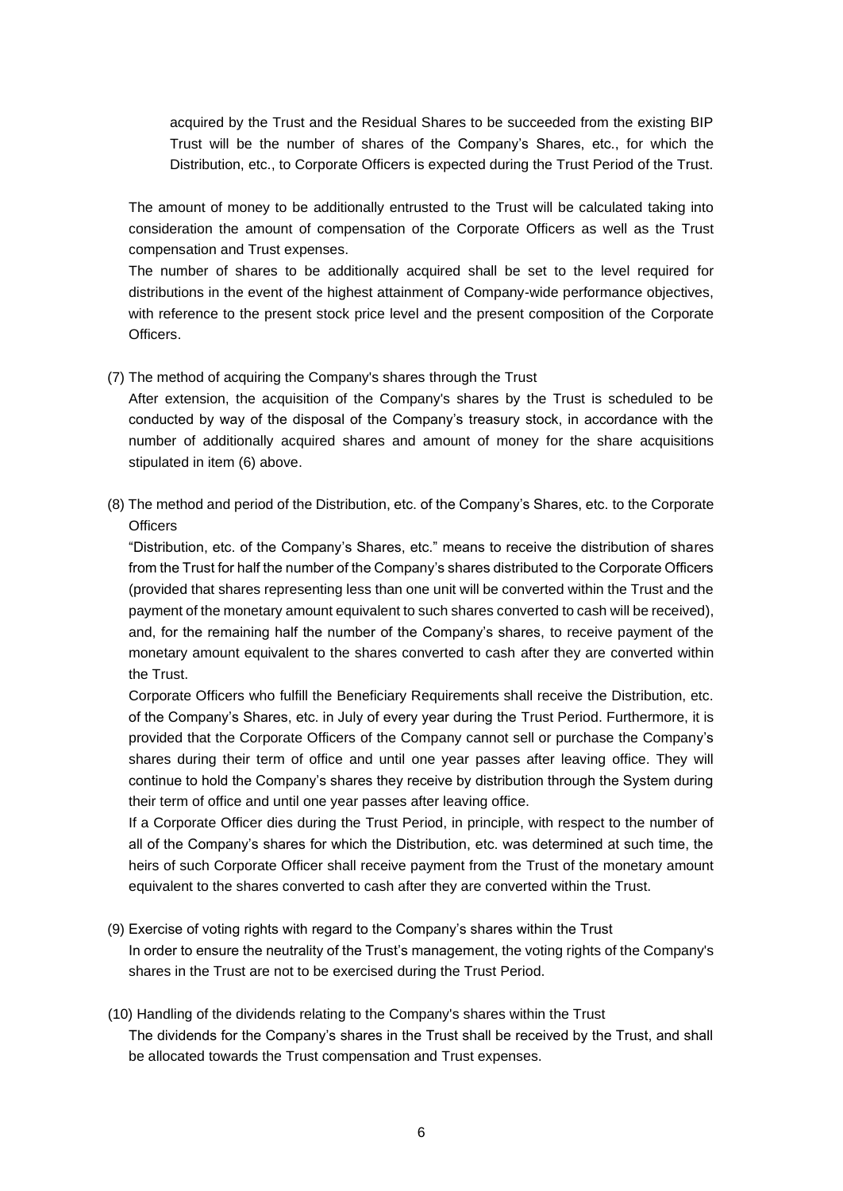acquired by the Trust and the Residual Shares to be succeeded from the existing BIP Trust will be the number of shares of the Company's Shares, etc., for which the Distribution, etc., to Corporate Officers is expected during the Trust Period of the Trust.

The amount of money to be additionally entrusted to the Trust will be calculated taking into consideration the amount of compensation of the Corporate Officers as well as the Trust compensation and Trust expenses.

The number of shares to be additionally acquired shall be set to the level required for distributions in the event of the highest attainment of Company-wide performance objectives, with reference to the present stock price level and the present composition of the Corporate Officers.

(7) The method of acquiring the Company's shares through the Trust

After extension, the acquisition of the Company's shares by the Trust is scheduled to be conducted by way of the disposal of the Company's treasury stock, in accordance with the number of additionally acquired shares and amount of money for the share acquisitions stipulated in item (6) above.

(8) The method and period of the Distribution, etc. of the Company's Shares, etc. to the Corporate Officers

"Distribution, etc. of the Company's Shares, etc." means to receive the distribution of shares from the Trust for half the number of the Company's shares distributed to the Corporate Officers (provided that shares representing less than one unit will be converted within the Trust and the payment of the monetary amount equivalent to such shares converted to cash will be received), and, for the remaining half the number of the Company's shares, to receive payment of the monetary amount equivalent to the shares converted to cash after they are converted within the Trust.

Corporate Officers who fulfill the Beneficiary Requirements shall receive the Distribution, etc. of the Company's Shares, etc. in July of every year during the Trust Period. Furthermore, it is provided that the Corporate Officers of the Company cannot sell or purchase the Company's shares during their term of office and until one year passes after leaving office. They will continue to hold the Company's shares they receive by distribution through the System during their term of office and until one year passes after leaving office.

If a Corporate Officer dies during the Trust Period, in principle, with respect to the number of all of the Company's shares for which the Distribution, etc. was determined at such time, the heirs of such Corporate Officer shall receive payment from the Trust of the monetary amount equivalent to the shares converted to cash after they are converted within the Trust.

(9) Exercise of voting rights with regard to the Company's shares within the Trust

In order to ensure the neutrality of the Trust's management, the voting rights of the Company's shares in the Trust are not to be exercised during the Trust Period.

(10) Handling of the dividends relating to the Company's shares within the Trust

The dividends for the Company's shares in the Trust shall be received by the Trust, and shall be allocated towards the Trust compensation and Trust expenses.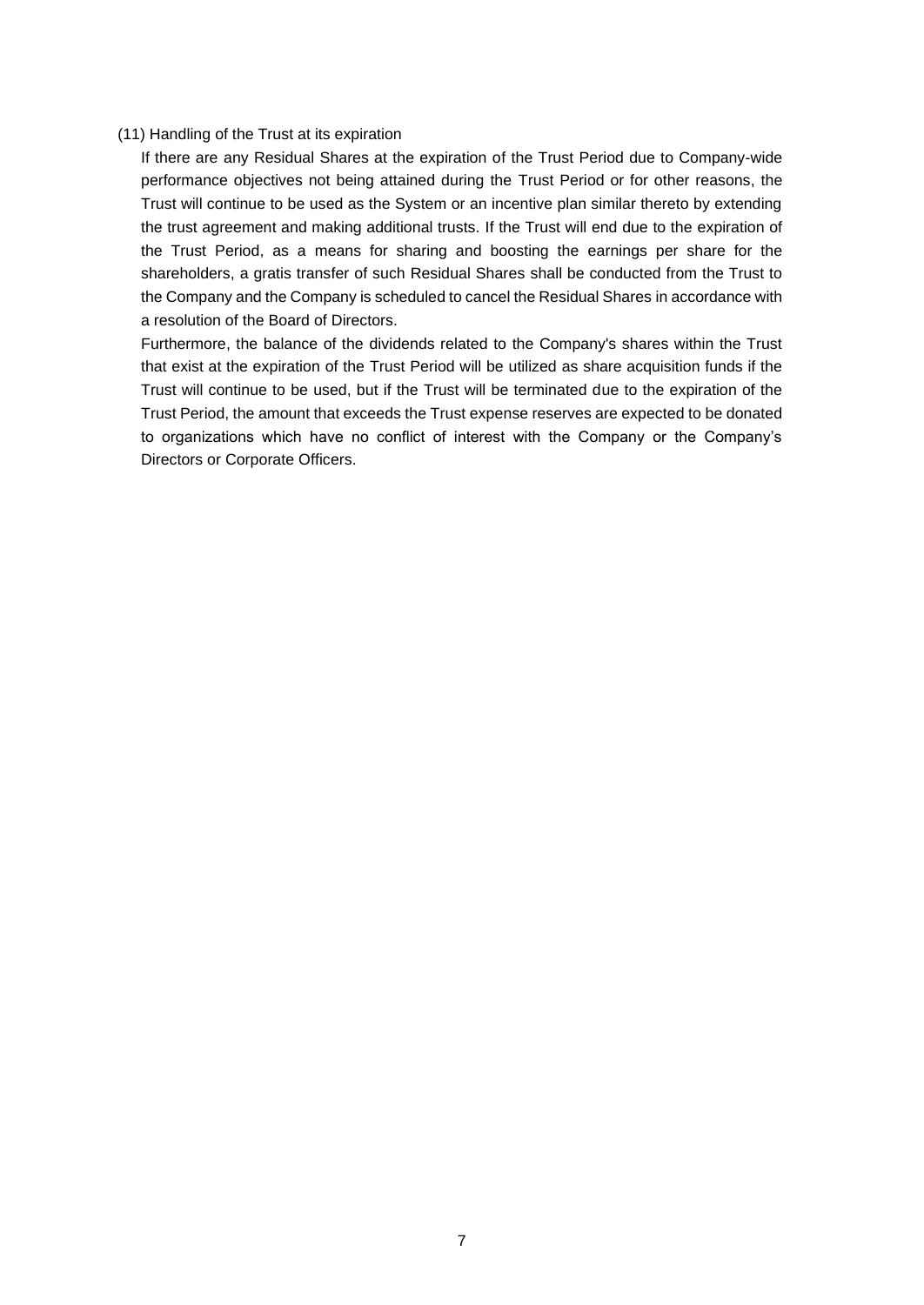(11) Handling of the Trust at its expiration

If there are any Residual Shares at the expiration of the Trust Period due to Company-wide performance objectives not being attained during the Trust Period or for other reasons, the Trust will continue to be used as the System or an incentive plan similar thereto by extending the trust agreement and making additional trusts. If the Trust will end due to the expiration of the Trust Period, as a means for sharing and boosting the earnings per share for the shareholders, a gratis transfer of such Residual Shares shall be conducted from the Trust to the Company and the Company is scheduled to cancel the Residual Shares in accordance with a resolution of the Board of Directors.

Furthermore, the balance of the dividends related to the Company's shares within the Trust that exist at the expiration of the Trust Period will be utilized as share acquisition funds if the Trust will continue to be used, but if the Trust will be terminated due to the expiration of the Trust Period, the amount that exceeds the Trust expense reserves are expected to be donated to organizations which have no conflict of interest with the Company or the Company's Directors or Corporate Officers.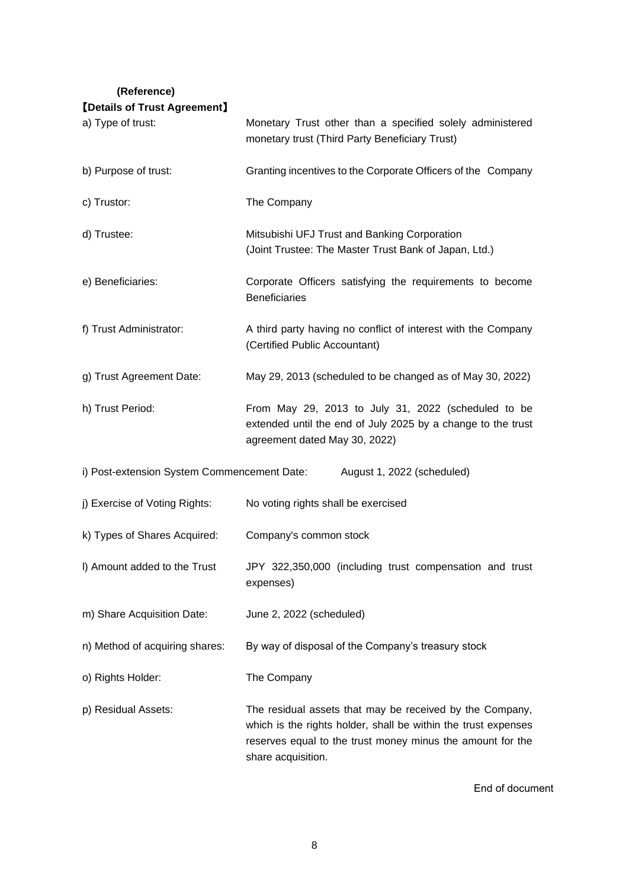**(Reference)**

**【Details of Trust Agreement】**

| | |
|---|---|
| a) Type of trust: | Monetary Trust other than a specified solely administered monetary trust (Third Party Beneficiary Trust) |
| b) Purpose of trust: | Granting incentives to the Corporate Officers of the Company |
| c) Trustor: | The Company |
| d) Trustee: | Mitsubishi UFJ Trust and Banking Corporation (Joint Trustee: The Master Trust Bank of Japan, Ltd.) |
| e) Beneficiaries: | Corporate Officers satisfying the requirements to become Beneficiaries |
| f) Trust Administrator: | A third party having no conflict of interest with the Company (Certified Public Accountant) |
| g) Trust Agreement Date: | May 29, 2013 (scheduled to be changed as of May 30, 2022) |
| h) Trust Period: | From May 29, 2013 to July 31, 2022 (scheduled to be extended until the end of July 2025 by a change to the trust agreement dated May 30, 2022) |
| i) Post-extension System Commencement Date: | August 1, 2022 (scheduled) |
| j) Exercise of Voting Rights: | No voting rights shall be exercised |
| k) Types of Shares Acquired: | Company's common stock |
| l) Amount added to the Trust | JPY 322,350,000 (including trust compensation and trust expenses) |
| m) Share Acquisition Date: | June 2, 2022 (scheduled) |
| n) Method of acquiring shares: | By way of disposal of the Company's treasury stock |
| o) Rights Holder: | The Company |
| p) Residual Assets: | The residual assets that may be received by the Company, which is the rights holder, shall be within the trust expenses reserves equal to the trust money minus the amount for the share acquisition. |

End of document